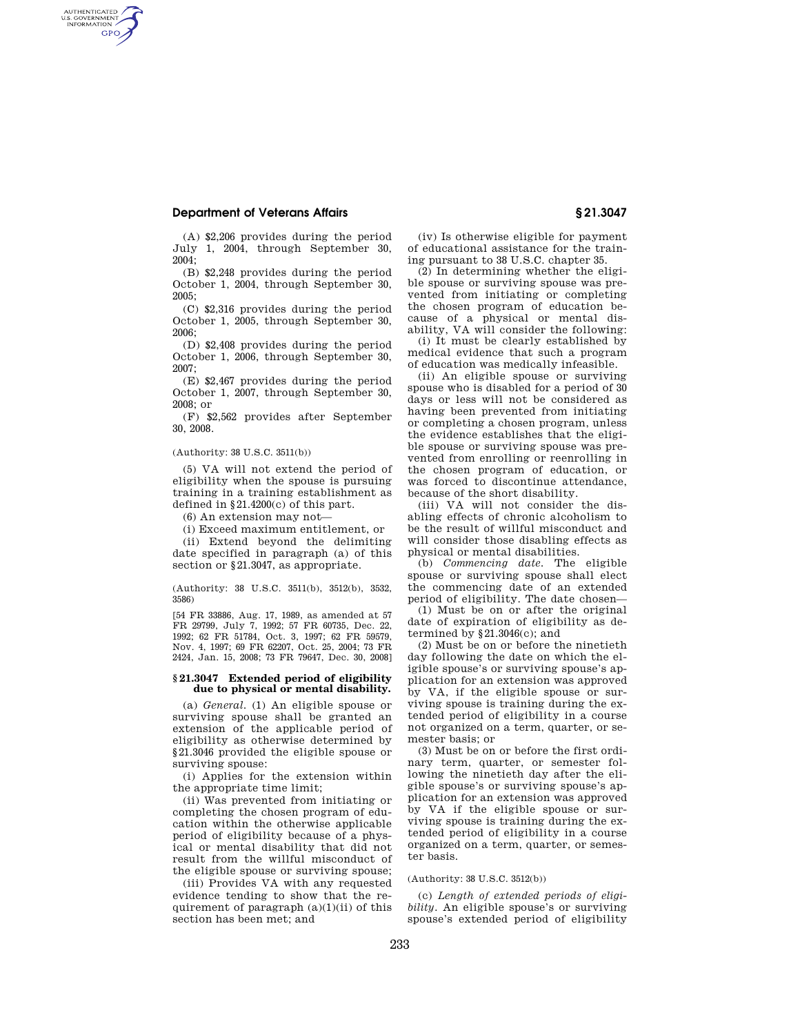(A) $2,206 provides during the period July 1, 2004, through September 30, 2004;

(B) $2,248 provides during the period October 1, 2004, through September 30, 2005;

(C) $2,316 provides during the period October 1, 2005, through September 30, 2006;

(D) $2,408 provides during the period October 1, 2006, through September 30, 2007;

(E) $2,467 provides during the period October 1, 2007, through September 30, 2008; or

(F) $2,562 provides after September 30, 2008.

(Authority: 38 U.S.C. 3511(b))

(5) VA will not extend the period of eligibility when the spouse is pursuing training in a training establishment as defined in §21.4200(c) of this part.

(6) An extension may not—

(i) Exceed maximum entitlement, or

(ii) Extend beyond the delimiting date specified in paragraph (a) of this section or §21.3047, as appropriate.

(Authority: 38 U.S.C. 3511(b), 3512(b), 3532, 3586)

[54 FR 33886, Aug. 17, 1989, as amended at 57 FR 29799, July 7, 1992; 57 FR 60735, Dec. 22, 1992; 62 FR 51784, Oct. 3, 1997; 62 FR 59579, Nov. 4, 1997; 69 FR 62207, Oct. 25, 2004; 73 FR 2424, Jan. 15, 2008; 73 FR 79647, Dec. 30, 2008]

## §21.3047 Extended period of eligibility due to physical or mental disability.

(a) *General.* (1) An eligible spouse or surviving spouse shall be granted an extension of the applicable period of eligibility as otherwise determined by §21.3046 provided the eligible spouse or surviving spouse:

(i) Applies for the extension within the appropriate time limit;

(ii) Was prevented from initiating or completing the chosen program of education within the otherwise applicable period of eligibility because of a physical or mental disability that did not result from the willful misconduct of the eligible spouse or surviving spouse;

(iii) Provides VA with any requested evidence tending to show that the requirement of paragraph (a)(1)(ii) of this section has been met; and

(iv) Is otherwise eligible for payment of educational assistance for the training pursuant to 38 U.S.C. chapter 35.

(2) In determining whether the eligible spouse or surviving spouse was prevented from initiating or completing the chosen program of education because of a physical or mental disability, VA will consider the following:

(i) It must be clearly established by medical evidence that such a program of education was medically infeasible.

(ii) An eligible spouse or surviving spouse who is disabled for a period of 30 days or less will not be considered as having been prevented from initiating or completing a chosen program, unless the evidence establishes that the eligible spouse or surviving spouse was prevented from enrolling or reenrolling in the chosen program of education, or was forced to discontinue attendance, because of the short disability.

(iii) VA will not consider the disabling effects of chronic alcoholism to be the result of willful misconduct and will consider those disabling effects as physical or mental disabilities.

(b) *Commencing date.* The eligible spouse or surviving spouse shall elect the commencing date of an extended period of eligibility. The date chosen—

(1) Must be on or after the original date of expiration of eligibility as determined by §21.3046(c); and

(2) Must be on or before the ninetieth day following the date on which the eligible spouse's or surviving spouse's application for an extension was approved by VA, if the eligible spouse or surviving spouse is training during the extended period of eligibility in a course not organized on a term, quarter, or semester basis; or

(3) Must be on or before the first ordinary term, quarter, or semester following the ninetieth day after the eligible spouse's or surviving spouse's application for an extension was approved by VA if the eligible spouse or surviving spouse is training during the extended period of eligibility in a course organized on a term, quarter, or semester basis.

(Authority: 38 U.S.C. 3512(b))

(c) *Length of extended periods of eligibility.* An eligible spouse's or surviving spouse's extended period of eligibility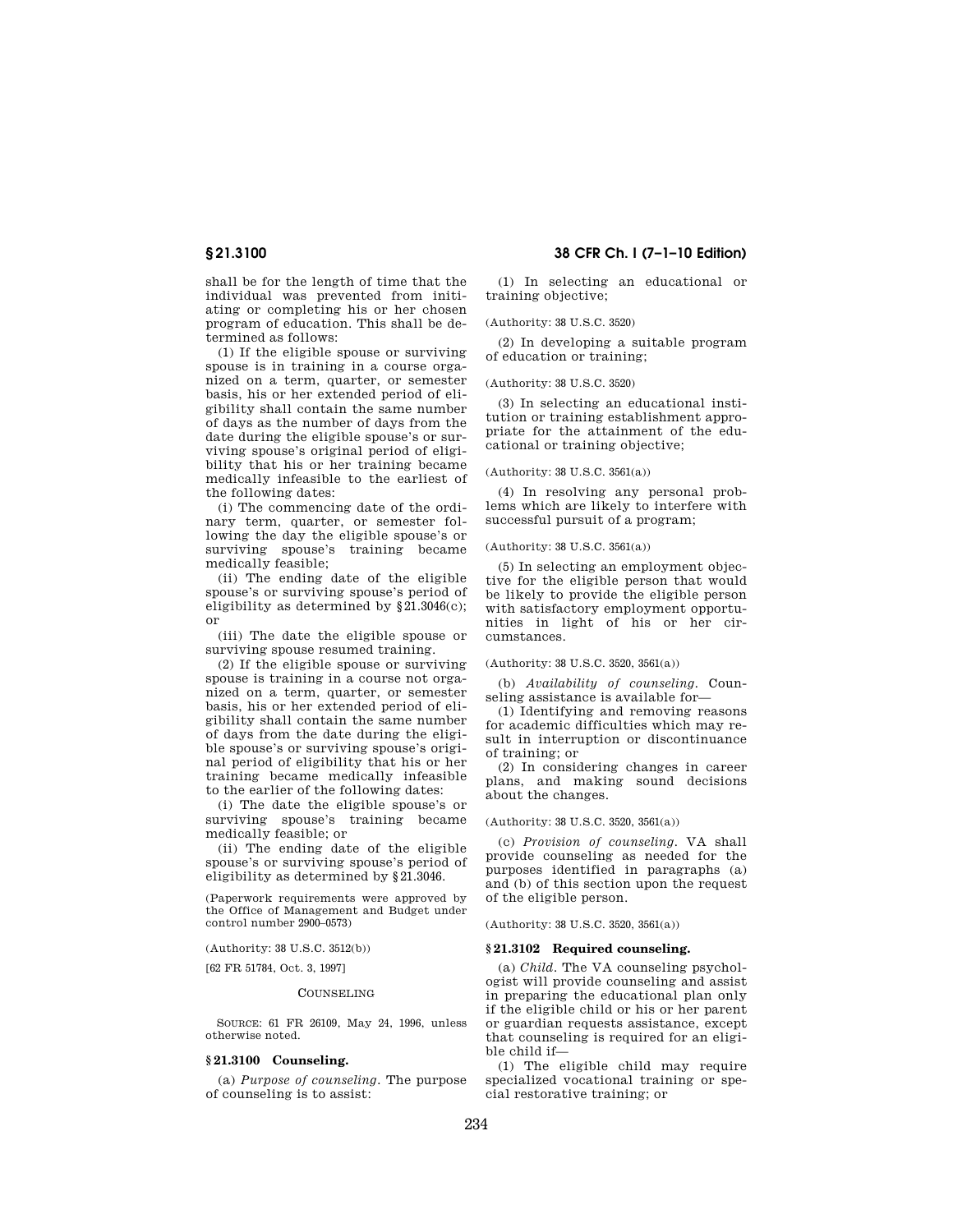shall be for the length of time that the individual was prevented from initiating or completing his or her chosen program of education. This shall be determined as follows:

(1) If the eligible spouse or surviving spouse is in training in a course organized on a term, quarter, or semester basis, his or her extended period of eligibility shall contain the same number of days as the number of days from the date during the eligible spouse's or surviving spouse's original period of eligibility that his or her training became medically infeasible to the earliest of the following dates:

(i) The commencing date of the ordinary term, quarter, or semester following the day the eligible spouse's or surviving spouse's training became medically feasible;

(ii) The ending date of the eligible spouse's or surviving spouse's period of eligibility as determined by §21.3046(c); or

(iii) The date the eligible spouse or surviving spouse resumed training.

(2) If the eligible spouse or surviving spouse is training in a course not organized on a term, quarter, or semester basis, his or her extended period of eligibility shall contain the same number of days from the date during the eligible spouse's or surviving spouse's original period of eligibility that his or her training became medically infeasible to the earlier of the following dates:

(i) The date the eligible spouse's or surviving spouse's training became medically feasible; or

(ii) The ending date of the eligible spouse's or surviving spouse's period of eligibility as determined by §21.3046.

(Paperwork requirements were approved by the Office of Management and Budget under control number 2900–0573)

(Authority: 38 U.S.C. 3512(b))

[62 FR 51784, Oct. 3, 1997]

COUNSELING

SOURCE: 61 FR 26109, May 24, 1996, unless otherwise noted.

## §21.3100 Counseling.

(a) *Purpose of counseling.* The purpose of counseling is to assist:

(1) In selecting an educational or training objective;

(Authority: 38 U.S.C. 3520)

(2) In developing a suitable program of education or training;

(Authority: 38 U.S.C. 3520)

(3) In selecting an educational institution or training establishment appropriate for the attainment of the educational or training objective;

(Authority: 38 U.S.C. 3561(a))

(4) In resolving any personal problems which are likely to interfere with successful pursuit of a program;

(Authority: 38 U.S.C. 3561(a))

(5) In selecting an employment objective for the eligible person that would be likely to provide the eligible person with satisfactory employment opportunities in light of his or her circumstances.

(Authority: 38 U.S.C. 3520, 3561(a))

(b) *Availability of counseling.* Counseling assistance is available for—

(1) Identifying and removing reasons for academic difficulties which may result in interruption or discontinuance of training; or

(2) In considering changes in career plans, and making sound decisions about the changes.

(Authority: 38 U.S.C. 3520, 3561(a))

(c) *Provision of counseling.* VA shall provide counseling as needed for the purposes identified in paragraphs (a) and (b) of this section upon the request of the eligible person.

(Authority: 38 U.S.C. 3520, 3561(a))

## §21.3102 Required counseling.

(a) *Child.* The VA counseling psychologist will provide counseling and assist in preparing the educational plan only if the eligible child or his or her parent or guardian requests assistance, except that counseling is required for an eligible child if—

(1) The eligible child may require specialized vocational training or special restorative training; or